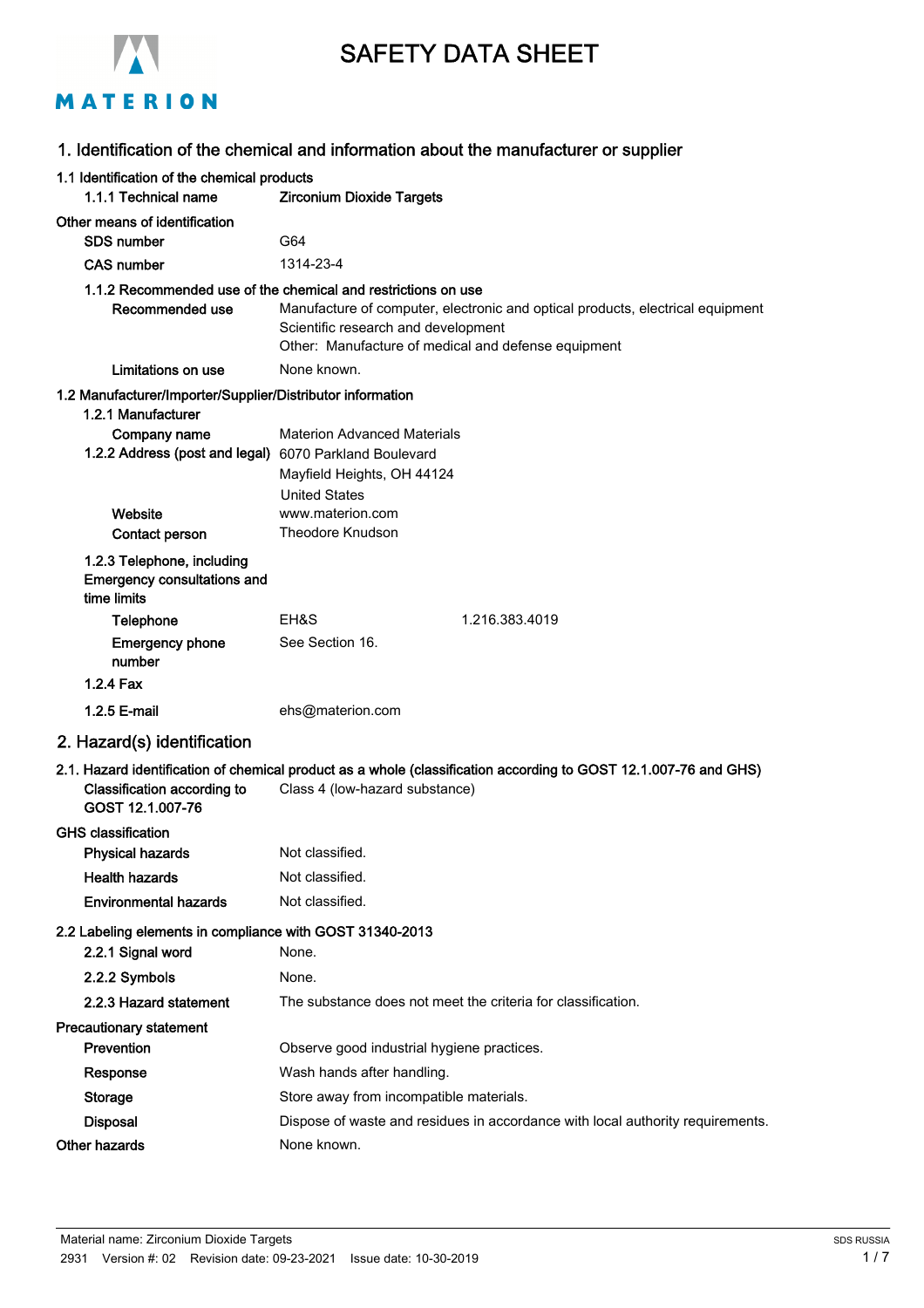# SAFETY DATA SHEET

## 1. Identification of the chemical and information about the manufacturer or supplier

### 1.1 Identification of the chemical products

| | |
|---|---|
| 1.1.1 Technical name | **Zirconium Dioxide Targets** |

**Other means of identification**

| | |
|---|---|
| SDS number | G64 |
| CAS number | 1314-23-4 |

### 1.1.2 Recommended use of the chemical and restrictions on use

| | |
|---|---|
| Recommended use | Manufacture of computer, electronic and optical products, electrical equipment<br>Scientific research and development<br>Other: Manufacture of medical and defense equipment |
| Limitations on use | None known. |

### 1.2 Manufacturer/Importer/Supplier/Distributor information

**1.2.1 Manufacturer**

| | |
|---|---|
| Company name | Materion Advanced Materials |
| 1.2.2 Address (post and legal) | 6070 Parkland Boulevard<br>Mayfield Heights, OH 44124<br>United States |
| Website | www.materion.com |
| Contact person | Theodore Knudson |

**1.2.3 Telephone, including Emergency consultations and time limits**

| | | |
|---|---|---|
| Telephone | EH&S | 1.216.383.4019 |
| Emergency phone number | See Section 16. | |
| 1.2.4 Fax | | |
| 1.2.5 E-mail | ehs@materion.com | |

## 2. Hazard(s) identification

### 2.1. Hazard identification of chemical product as a whole (classification according to GOST 12.1.007-76 and GHS)

| | |
|---|---|
| Classification according to GOST 12.1.007-76 | Class 4 (low-hazard substance) |

**GHS classification**

| | |
|---|---|
| Physical hazards | Not classified. |
| Health hazards | Not classified. |
| Environmental hazards | Not classified. |

### 2.2 Labeling elements in compliance with GOST 31340-2013

| | |
|---|---|
| 2.2.1 Signal word | None. |
| 2.2.2 Symbols | None. |
| 2.2.3 Hazard statement | The substance does not meet the criteria for classification. |

**Precautionary statement**

| | |
|---|---|
| Prevention | Observe good industrial hygiene practices. |
| Response | Wash hands after handling. |
| Storage | Store away from incompatible materials. |
| Disposal | Dispose of waste and residues in accordance with local authority requirements. |

| | |
|---|---|
| Other hazards | None known. |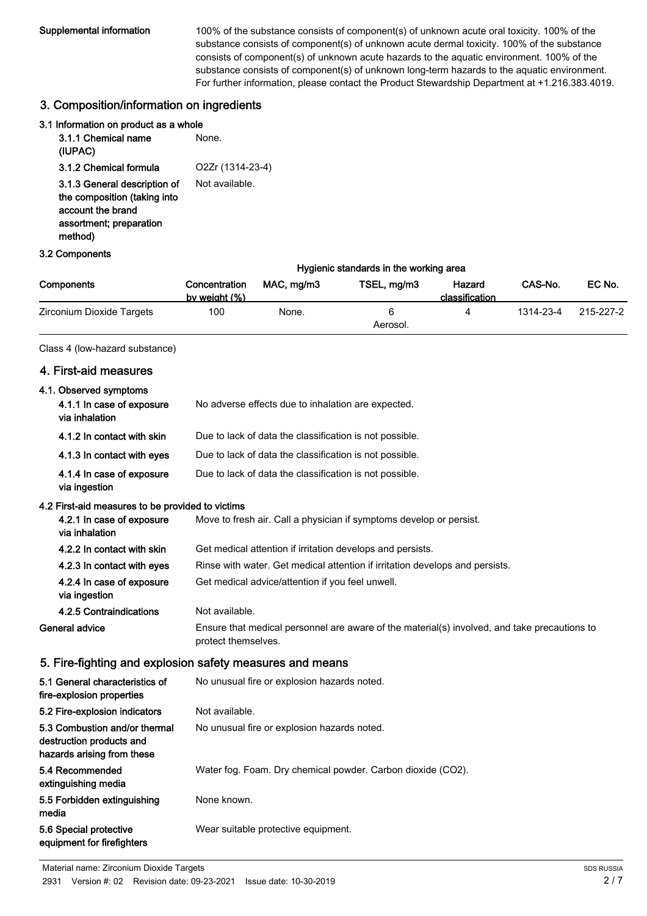**Supplemental information** 100% of the substance consists of component(s) of unknown acute oral toxicity. 100% of the substance consists of component(s) of unknown acute dermal toxicity. 100% of the substance consists of component(s) of unknown acute hazards to the aquatic environment. 100% of the substance consists of component(s) of unknown long-term hazards to the aquatic environment. For further information, please contact the Product Stewardship Department at +1.216.383.4019.

## 3. Composition/information on ingredients

### 3.1 Information on product as a whole

**3.1.1 Chemical name (IUPAC)** None.

**3.1.2 Chemical formula** O2Zr (1314-23-4)

**3.1.3 General description of the composition (taking into account the brand assortment; preparation method)** Not available.

### 3.2 Components

| Components | Concentration by weight (%) | Hygienic standards in the working area | | Hazard classification | CAS-No. | EC No. |
|---|---|---|---|---|---|---|
| | | MAC, mg/m3 | TSEL, mg/m3 | | | |
| Zirconium Dioxide Targets | 100 | None. | 6 Aerosol. | 4 | 1314-23-4 | 215-227-2 |

Class 4 (low-hazard substance)

## 4. First-aid measures

### 4.1. Observed symptoms

**4.1.1 In case of exposure via inhalation** No adverse effects due to inhalation are expected.

**4.1.2 In contact with skin** Due to lack of data the classification is not possible.

**4.1.3 In contact with eyes** Due to lack of data the classification is not possible.

**4.1.4 In case of exposure via ingestion** Due to lack of data the classification is not possible.

### 4.2 First-aid measures to be provided to victims

**4.2.1 In case of exposure via inhalation** Move to fresh air. Call a physician if symptoms develop or persist.

**4.2.2 In contact with skin** Get medical attention if irritation develops and persists.

**4.2.3 In contact with eyes** Rinse with water. Get medical attention if irritation develops and persists.

**4.2.4 In case of exposure via ingestion** Get medical advice/attention if you feel unwell.

**4.2.5 Contraindications** Not available.

**General advice** Ensure that medical personnel are aware of the material(s) involved, and take precautions to protect themselves.

## 5. Fire-fighting and explosion safety measures and means

**5.1 General characteristics of fire-explosion properties** No unusual fire or explosion hazards noted.

**5.2 Fire-explosion indicators** Not available.

**5.3 Combustion and/or thermal destruction products and hazards arising from these** No unusual fire or explosion hazards noted.

**5.4 Recommended extinguishing media** Water fog. Foam. Dry chemical powder. Carbon dioxide ($CO_2$).

**5.5 Forbidden extinguishing media** None known.

**5.6 Special protective equipment for firefighters** Wear suitable protective equipment.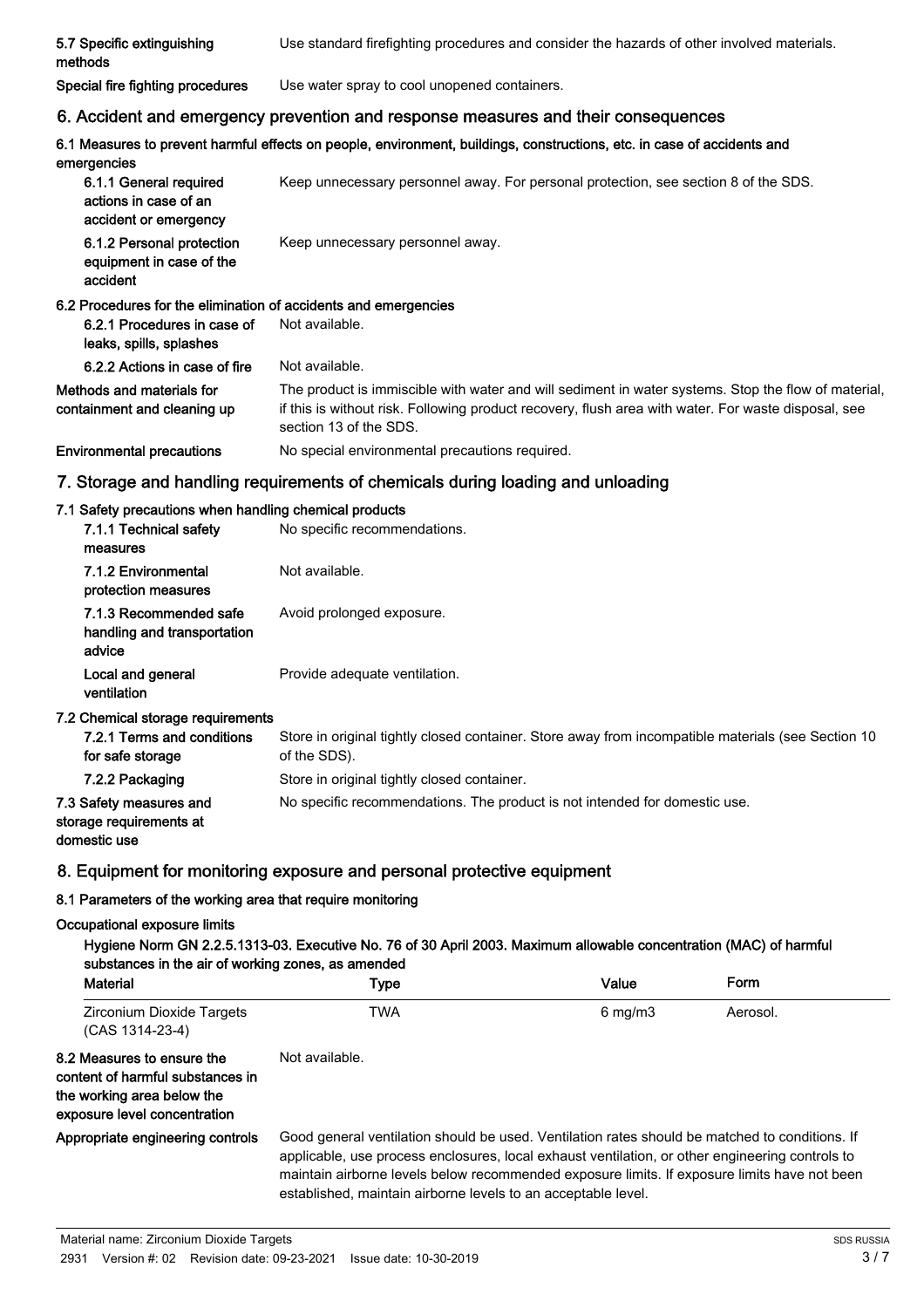**5.7 Specific extinguishing methods** Use standard firefighting procedures and consider the hazards of other involved materials.

**Special fire fighting procedures** Use water spray to cool unopened containers.

## 6. Accident and emergency prevention and response measures and their consequences

**6.1 Measures to prevent harmful effects on people, environment, buildings, constructions, etc. in case of accidents and emergencies**

**6.1.1 General required actions in case of an accident or emergency** Keep unnecessary personnel away. For personal protection, see section 8 of the SDS.

**6.1.2 Personal protection equipment in case of the accident** Keep unnecessary personnel away.

**6.2 Procedures for the elimination of accidents and emergencies**

**6.2.1 Procedures in case of leaks, spills, splashes** Not available.

**6.2.2 Actions in case of fire** Not available.

**Methods and materials for containment and cleaning up** The product is immiscible with water and will sediment in water systems. Stop the flow of material, if this is without risk. Following product recovery, flush area with water. For waste disposal, see section 13 of the SDS.

**Environmental precautions** No special environmental precautions required.

## 7. Storage and handling requirements of chemicals during loading and unloading

**7.1 Safety precautions when handling chemical products**

**7.1.1 Technical safety measures** No specific recommendations.

**7.1.2 Environmental protection measures** Not available.

**7.1.3 Recommended safe handling and transportation advice** Avoid prolonged exposure.

**Local and general ventilation** Provide adequate ventilation.

**7.2 Chemical storage requirements**

**7.2.1 Terms and conditions for safe storage** Store in original tightly closed container. Store away from incompatible materials (see Section 10 of the SDS).

**7.2.2 Packaging** Store in original tightly closed container.

**7.3 Safety measures and storage requirements at domestic use** No specific recommendations. The product is not intended for domestic use.

## 8. Equipment for monitoring exposure and personal protective equipment

**8.1 Parameters of the working area that require monitoring**

**Occupational exposure limits**

**Hygiene Norm GN 2.2.5.1313-03. Executive No. 76 of 30 April 2003. Maximum allowable concentration (MAC) of harmful substances in the air of working zones, as amended**

| Material | Type | Value | Form |
|---|---|---|---|
| Zirconium Dioxide Targets (CAS 1314-23-4) | TWA | 6 mg/m3 | Aerosol. |

**8.2 Measures to ensure the content of harmful substances in the working area below the exposure level concentration** Not available.

**Appropriate engineering controls** Good general ventilation should be used. Ventilation rates should be matched to conditions. If applicable, use process enclosures, local exhaust ventilation, or other engineering controls to maintain airborne levels below recommended exposure limits. If exposure limits have not been established, maintain airborne levels to an acceptable level.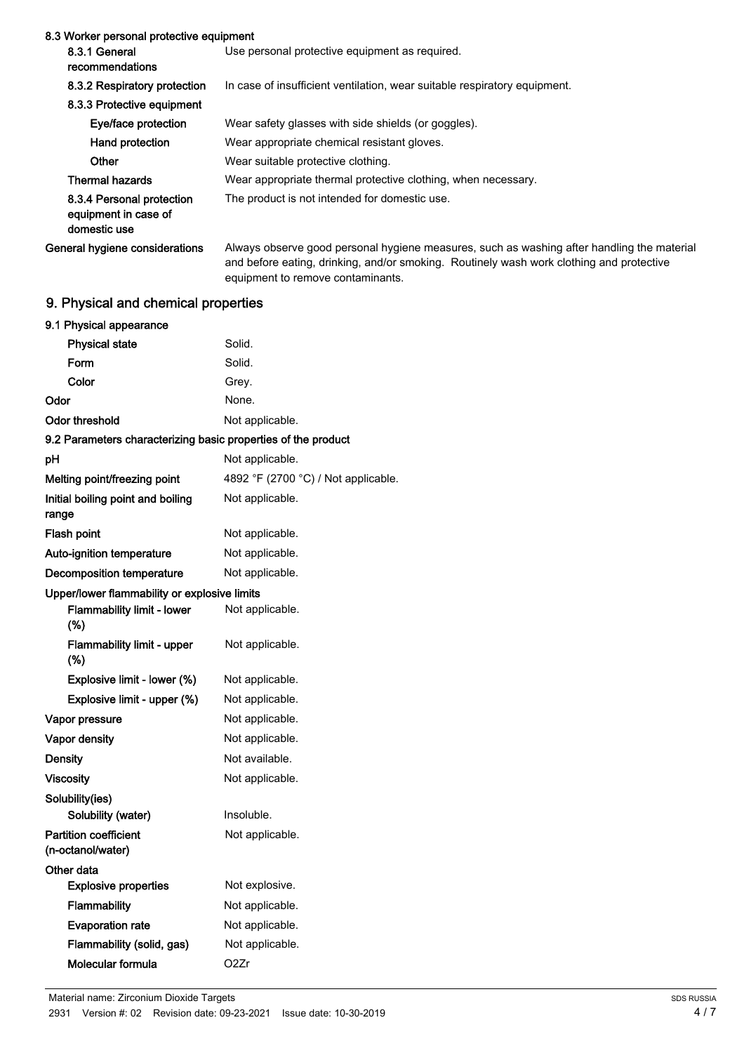### 8.3 Worker personal protective equipment

| | |
|---|---|
| 8.3.1 General recommendations | Use personal protective equipment as required. |
| 8.3.2 Respiratory protection | In case of insufficient ventilation, wear suitable respiratory equipment. |
| 8.3.3 Protective equipment | |
| **Eye/face protection** | Wear safety glasses with side shields (or goggles). |
| **Hand protection** | Wear appropriate chemical resistant gloves. |
| **Other** | Wear suitable protective clothing. |
| **Thermal hazards** | Wear appropriate thermal protective clothing, when necessary. |
| 8.3.4 Personal protection equipment in case of domestic use | The product is not intended for domestic use. |
| **General hygiene considerations** | Always observe good personal hygiene measures, such as washing after handling the material and before eating, drinking, and/or smoking. Routinely wash work clothing and protective equipment to remove contaminants. |

## 9. Physical and chemical properties

### 9.1 Physical appearance

| | |
|---|---|
| **Physical state** | Solid. |
| **Form** | Solid. |
| **Color** | Grey. |
| **Odor** | None. |
| **Odor threshold** | Not applicable. |

### 9.2 Parameters characterizing basic properties of the product

| | |
|---|---|
| **pH** | Not applicable. |
| **Melting point/freezing point** | 4892 °F (2700 °C) / Not applicable. |
| **Initial boiling point and boiling range** | Not applicable. |
| **Flash point** | Not applicable. |
| **Auto-ignition temperature** | Not applicable. |
| **Decomposition temperature** | Not applicable. |
| **Upper/lower flammability or explosive limits** | |
| **Flammability limit - lower (%)** | Not applicable. |
| **Flammability limit - upper (%)** | Not applicable. |
| **Explosive limit - lower (%)** | Not applicable. |
| **Explosive limit - upper (%)** | Not applicable. |
| **Vapor pressure** | Not applicable. |
| **Vapor density** | Not applicable. |
| **Density** | Not available. |
| **Viscosity** | Not applicable. |
| **Solubility(ies)** | |
| **Solubility (water)** | Insoluble. |
| **Partition coefficient (n-octanol/water)** | Not applicable. |
| **Other data** | |
| **Explosive properties** | Not explosive. |
| **Flammability** | Not applicable. |
| **Evaporation rate** | Not applicable. |
| **Flammability (solid, gas)** | Not applicable. |
| **Molecular formula** | $O_2Zr$ |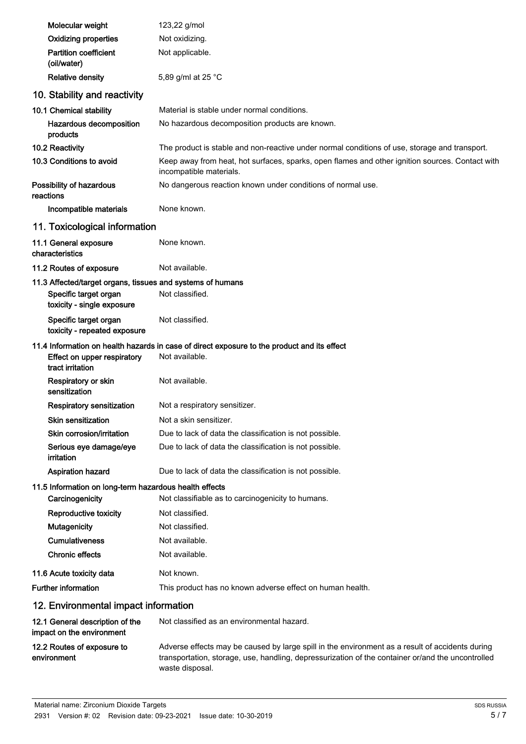| | |
|---|---|
| **Molecular weight** | 123,22 g/mol |
| **Oxidizing properties** | Not oxidizing. |
| **Partition coefficient (oil/water)** | Not applicable. |
| **Relative density** | 5,89 g/ml at 25 °C |

## 10. Stability and reactivity

| | |
|---|---|
| **10.1 Chemical stability** | Material is stable under normal conditions. |
| **Hazardous decomposition products** | No hazardous decomposition products are known. |
| **10.2 Reactivity** | The product is stable and non-reactive under normal conditions of use, storage and transport. |
| **10.3 Conditions to avoid** | Keep away from heat, hot surfaces, sparks, open flames and other ignition sources. Contact with incompatible materials. |
| **Possibility of hazardous reactions** | No dangerous reaction known under conditions of normal use. |
| **Incompatible materials** | None known. |

## 11. Toxicological information

| | |
|---|---|
| **11.1 General exposure characteristics** | None known. |
| **11.2 Routes of exposure** | Not available. |

**11.3 Affected/target organs, tissues and systems of humans**

| | |
|---|---|
| **Specific target organ toxicity - single exposure** | Not classified. |
| **Specific target organ toxicity - repeated exposure** | Not classified. |

**11.4 Information on health hazards in case of direct exposure to the product and its effect**

| | |
|---|---|
| **Effect on upper respiratory tract irritation** | Not available. |
| **Respiratory or skin sensitization** | Not available. |
| **Respiratory sensitization** | Not a respiratory sensitizer. |
| **Skin sensitization** | Not a skin sensitizer. |
| **Skin corrosion/irritation** | Due to lack of data the classification is not possible. |
| **Serious eye damage/eye irritation** | Due to lack of data the classification is not possible. |
| **Aspiration hazard** | Due to lack of data the classification is not possible. |

**11.5 Information on long-term hazardous health effects**

| | |
|---|---|
| **Carcinogenicity** | Not classifiable as to carcinogenicity to humans. |
| **Reproductive toxicity** | Not classified. |
| **Mutagenicity** | Not classified. |
| **Cumulativeness** | Not available. |
| **Chronic effects** | Not available. |
| **11.6 Acute toxicity data** | Not known. |
| **Further information** | This product has no known adverse effect on human health. |

## 12. Environmental impact information

| | |
|---|---|
| **12.1 General description of the impact on the environment** | Not classified as an environmental hazard. |
| **12.2 Routes of exposure to environment** | Adverse effects may be caused by large spill in the environment as a result of accidents during transportation, storage, use, handling, depressurization of the container or/and the uncontrolled waste disposal. |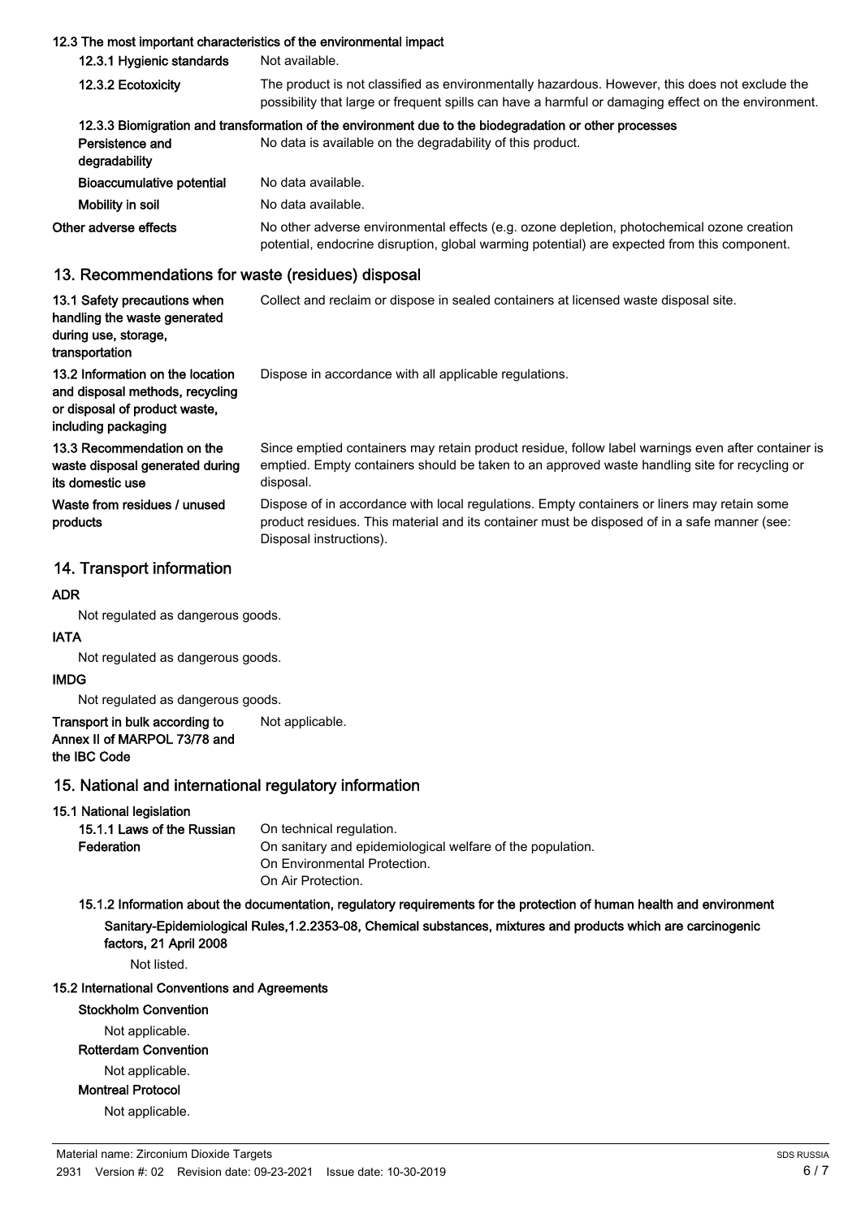### 12.3 The most important characteristics of the environmental impact

| | |
|---|---|
| **12.3.1 Hygienic standards** | Not available. |
| **12.3.2 Ecotoxicity** | The product is not classified as environmentally hazardous. However, this does not exclude the possibility that large or frequent spills can have a harmful or damaging effect on the environment. |

**12.3.3 Biomigration and transformation of the environment due to the biodegradation or other processes**

| | |
|---|---|
| **Persistence and degradability** | No data is available on the degradability of this product. |
| **Bioaccumulative potential** | No data available. |
| **Mobility in soil** | No data available. |
| **Other adverse effects** | No other adverse environmental effects (e.g. ozone depletion, photochemical ozone creation potential, endocrine disruption, global warming potential) are expected from this component. |

## 13. Recommendations for waste (residues) disposal

| | |
|---|---|
| **13.1 Safety precautions when handling the waste generated during use, storage, transportation** | Collect and reclaim or dispose in sealed containers at licensed waste disposal site. |
| **13.2 Information on the location and disposal methods, recycling or disposal of product waste, including packaging** | Dispose in accordance with all applicable regulations. |
| **13.3 Recommendation on the waste disposal generated during its domestic use** | Since emptied containers may retain product residue, follow label warnings even after container is emptied. Empty containers should be taken to an approved waste handling site for recycling or disposal. |
| **Waste from residues / unused products** | Dispose of in accordance with local regulations. Empty containers or liners may retain some product residues. This material and its container must be disposed of in a safe manner (see: Disposal instructions). |

## 14. Transport information

**ADR**

Not regulated as dangerous goods.

**IATA**

Not regulated as dangerous goods.

**IMDG**

Not regulated as dangerous goods.

**Transport in bulk according to Annex II of MARPOL 73/78 and the IBC Code** Not applicable.

## 15. National and international regulatory information

### 15.1 National legislation

**15.1.1 Laws of the Russian Federation**

On technical regulation.
On sanitary and epidemiological welfare of the population.
On Environmental Protection.
On Air Protection.

**15.1.2 Information about the documentation, regulatory requirements for the protection of human health and environment**

**Sanitary-Epidemiological Rules,1.2.2353-08, Chemical substances, mixtures and products which are carcinogenic factors, 21 April 2008**

Not listed.

### 15.2 International Conventions and Agreements

**Stockholm Convention**

Not applicable.

**Rotterdam Convention**

Not applicable.

**Montreal Protocol**

Not applicable.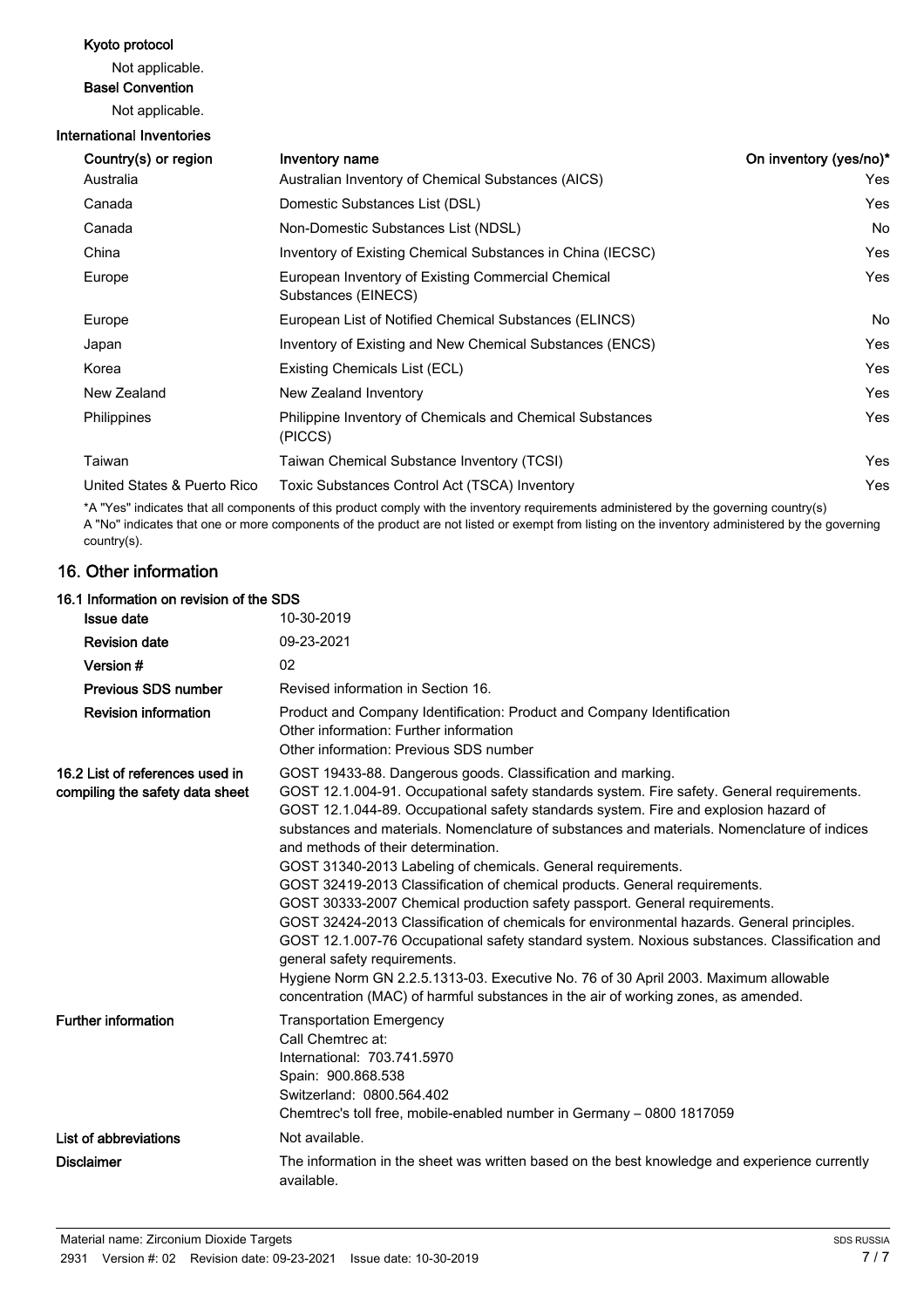**Kyoto protocol**

Not applicable.

**Basel Convention**

Not applicable.

**International Inventories**

| Country(s) or region | Inventory name | On inventory (yes/no)* |
|---|---|---|
| Australia | Australian Inventory of Chemical Substances (AICS) | Yes |
| Canada | Domestic Substances List (DSL) | Yes |
| Canada | Non-Domestic Substances List (NDSL) | No |
| China | Inventory of Existing Chemical Substances in China (IECSC) | Yes |
| Europe | European Inventory of Existing Commercial Chemical Substances (EINECS) | Yes |
| Europe | European List of Notified Chemical Substances (ELINCS) | No |
| Japan | Inventory of Existing and New Chemical Substances (ENCS) | Yes |
| Korea | Existing Chemicals List (ECL) | Yes |
| New Zealand | New Zealand Inventory | Yes |
| Philippines | Philippine Inventory of Chemicals and Chemical Substances (PICCS) | Yes |
| Taiwan | Taiwan Chemical Substance Inventory (TCSI) | Yes |
| United States & Puerto Rico | Toxic Substances Control Act (TSCA) Inventory | Yes |

*A "Yes" indicates that all components of this product comply with the inventory requirements administered by the governing country(s)
A "No" indicates that one or more components of the product are not listed or exempt from listing on the inventory administered by the governing country(s).

## 16. Other information

### 16.1 Information on revision of the SDS

**Issue date** 10-30-2019

**Revision date** 09-23-2021

**Version #** 02

**Previous SDS number** Revised information in Section 16.

**Revision information**
Product and Company Identification: Product and Company Identification
Other information: Further information
Other information: Previous SDS number

**16.2 List of references used in compiling the safety data sheet**

GOST 19433-88. Dangerous goods. Classification and marking.
GOST 12.1.004-91. Occupational safety standards system. Fire safety. General requirements.
GOST 12.1.044-89. Occupational safety standards system. Fire and explosion hazard of substances and materials. Nomenclature of substances and materials. Nomenclature of indices and methods of their determination.
GOST 31340-2013 Labeling of chemicals. General requirements.
GOST 32419-2013 Classification of chemical products. General requirements.
GOST 30333-2007 Chemical production safety passport. General requirements.
GOST 32424-2013 Classification of chemicals for environmental hazards. General principles.
GOST 12.1.007-76 Occupational safety standard system. Noxious substances. Classification and general safety requirements.
Hygiene Norm GN 2.2.5.1313-03. Executive No. 76 of 30 April 2003. Maximum allowable concentration (MAC) of harmful substances in the air of working zones, as amended.

**Further information**

Transportation Emergency
Call Chemtrec at:
International: 703.741.5970
Spain: 900.868.538
Switzerland: 0800.564.402
Chemtrec's toll free, mobile-enabled number in Germany – 0800 1817059

**List of abbreviations** Not available.

**Disclaimer** The information in the sheet was written based on the best knowledge and experience currently available.